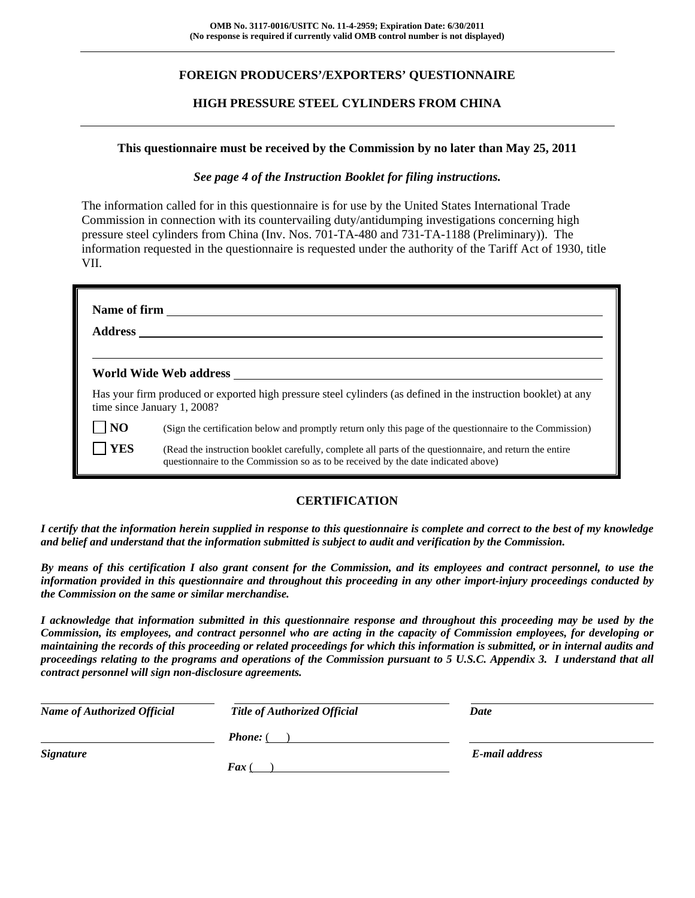**OMB No. 3117-0016/USITC No. 11-4-2959; Expiration Date: 6/30/2011**
**(No response is required if currently valid OMB control number is not displayed)**

---

# FOREIGN PRODUCERS'/EXPORTERS' QUESTIONNAIRE

## HIGH PRESSURE STEEL CYLINDERS FROM CHINA

---

**This questionnaire must be received by the Commission by no later than May 25, 2011**

***See page 4 of the Instruction Booklet for filing instructions.***

The information called for in this questionnaire is for use by the United States International Trade Commission in connection with its countervailing duty/antidumping investigations concerning high pressure steel cylinders from China (Inv. Nos. 701-TA-480 and 731-TA-1188 (Preliminary)). The information requested in the questionnaire is requested under the authority of the Tariff Act of 1930, title VII.

**Name of firm** ______________________________

**Address** ______________________________

______________________________

**World Wide Web address** ______________________________

Has your firm produced or exported high pressure steel cylinders (as defined in the instruction booklet) at any time since January 1, 2008?

- [ ] **NO** (Sign the certification below and promptly return only this page of the questionnaire to the Commission)
- [ ] **YES** (Read the instruction booklet carefully, complete all parts of the questionnaire, and return the entire questionnaire to the Commission so as to be received by the date indicated above)

## CERTIFICATION

***I certify that the information herein supplied in response to this questionnaire is complete and correct to the best of my knowledge and belief and understand that the information submitted is subject to audit and verification by the Commission.***

***By means of this certification I also grant consent for the Commission, and its employees and contract personnel, to use the information provided in this questionnaire and throughout this proceeding in any other import-injury proceedings conducted by the Commission on the same or similar merchandise.***

***I acknowledge that information submitted in this questionnaire response and throughout this proceeding may be used by the Commission, its employees, and contract personnel who are acting in the capacity of Commission employees, for developing or maintaining the records of this proceeding or related proceedings for which this information is submitted, or in internal audits and proceedings relating to the programs and operations of the Commission pursuant to 5 U.S.C. Appendix 3. I understand that all contract personnel will sign non-disclosure agreements.***

| ______________________________ | ______________________________ | ______________________________ |
|---|---|---|
| ***Name of Authorized Official*** | ***Title of Authorized Official*** | ***Date*** |
| ______________________________ | ***Phone:*** ( ) ______________________________ | ______________________________ |
| ***Signature*** | ***Fax*** ( ) ______________________________ | ***E-mail address*** |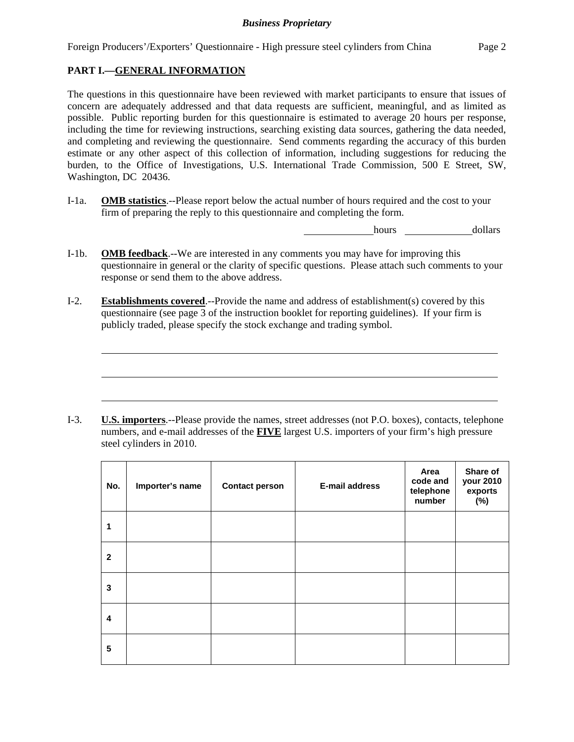## PART I.—GENERAL INFORMATION

The questions in this questionnaire have been reviewed with market participants to ensure that issues of concern are adequately addressed and that data requests are sufficient, meaningful, and as limited as possible. Public reporting burden for this questionnaire is estimated to average 20 hours per response, including the time for reviewing instructions, searching existing data sources, gathering the data needed, and completing and reviewing the questionnaire. Send comments regarding the accuracy of this burden estimate or any other aspect of this collection of information, including suggestions for reducing the burden, to the Office of Investigations, U.S. International Trade Commission, 500 E Street, SW, Washington, DC 20436.

I-1a. **OMB statistics**.--Please report below the actual number of hours required and the cost to your firm of preparing the reply to this questionnaire and completing the form.

_____________ hours _____________ dollars

I-1b. **OMB feedback**.--We are interested in any comments you may have for improving this questionnaire in general or the clarity of specific questions. Please attach such comments to your response or send them to the above address.

I-2. **Establishments covered**.--Provide the name and address of establishment(s) covered by this questionnaire (see page 3 of the instruction booklet for reporting guidelines). If your firm is publicly traded, please specify the stock exchange and trading symbol.

______________________________________________________________________

______________________________________________________________________

______________________________________________________________________

I-3. **U.S. importers**.--Please provide the names, street addresses (not P.O. boxes), contacts, telephone numbers, and e-mail addresses of the **FIVE** largest U.S. importers of your firm's high pressure steel cylinders in 2010.

| No. | Importer's name | Contact person | E-mail address | Area code and telephone number | Share of your 2010 exports (%) |
|---|---|---|---|---|---|
| 1 | | | | | |
| 2 | | | | | |
| 3 | | | | | |
| 4 | | | | | |
| 5 | | | | | |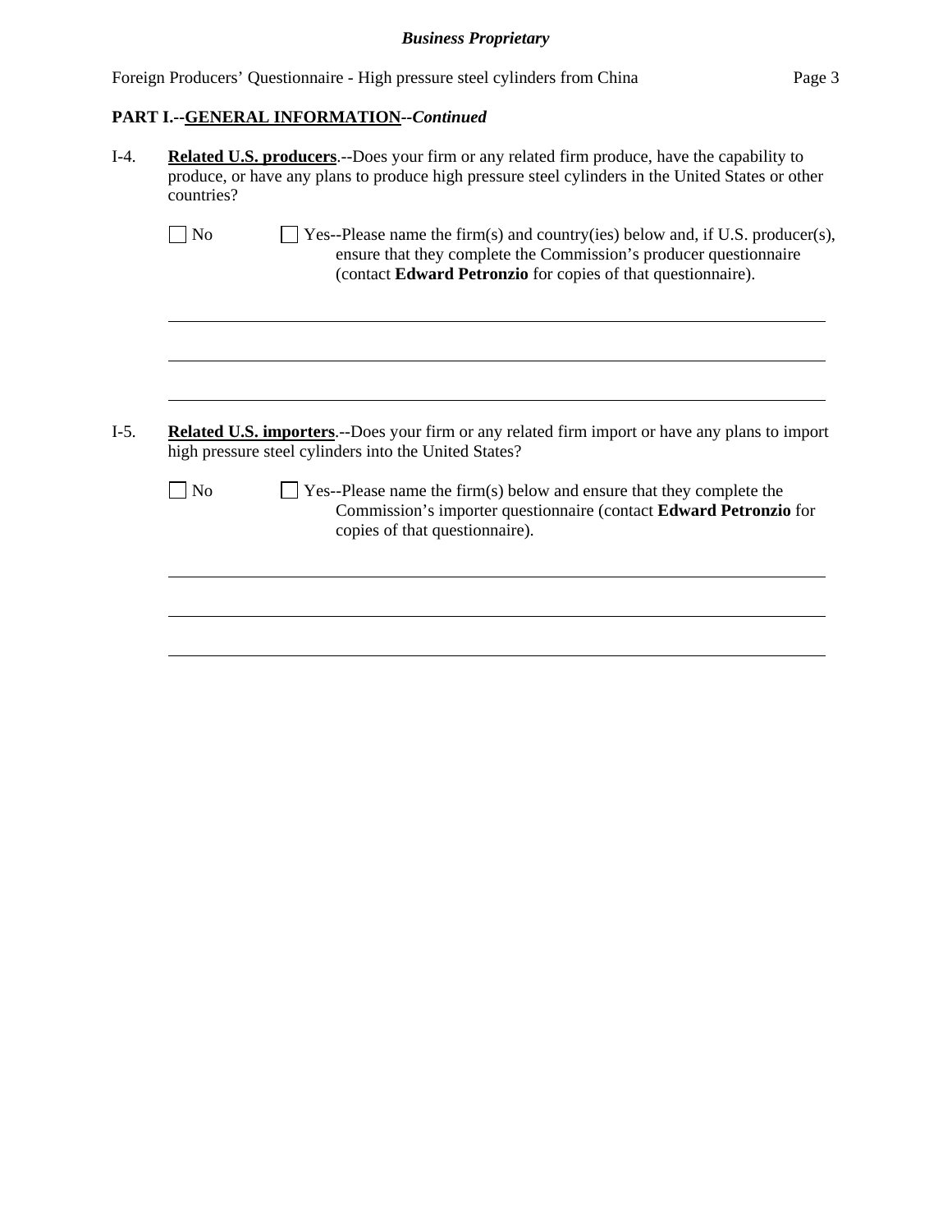**PART I.--GENERAL INFORMATION--*Continued***

I-4. **Related U.S. producers**.--Does your firm or any related firm produce, have the capability to produce, or have any plans to produce high pressure steel cylinders in the United States or other countries?

☐ No ☐ Yes--Please name the firm(s) and country(ies) below and, if U.S. producer(s), ensure that they complete the Commission's producer questionnaire (contact **Edward Petronzio** for copies of that questionnaire).

______________________________________________________________________________

______________________________________________________________________________

______________________________________________________________________________

I-5. **Related U.S. importers**.--Does your firm or any related firm import or have any plans to import high pressure steel cylinders into the United States?

☐ No ☐ Yes--Please name the firm(s) below and ensure that they complete the Commission's importer questionnaire (contact **Edward Petronzio** for copies of that questionnaire).

______________________________________________________________________________

______________________________________________________________________________

______________________________________________________________________________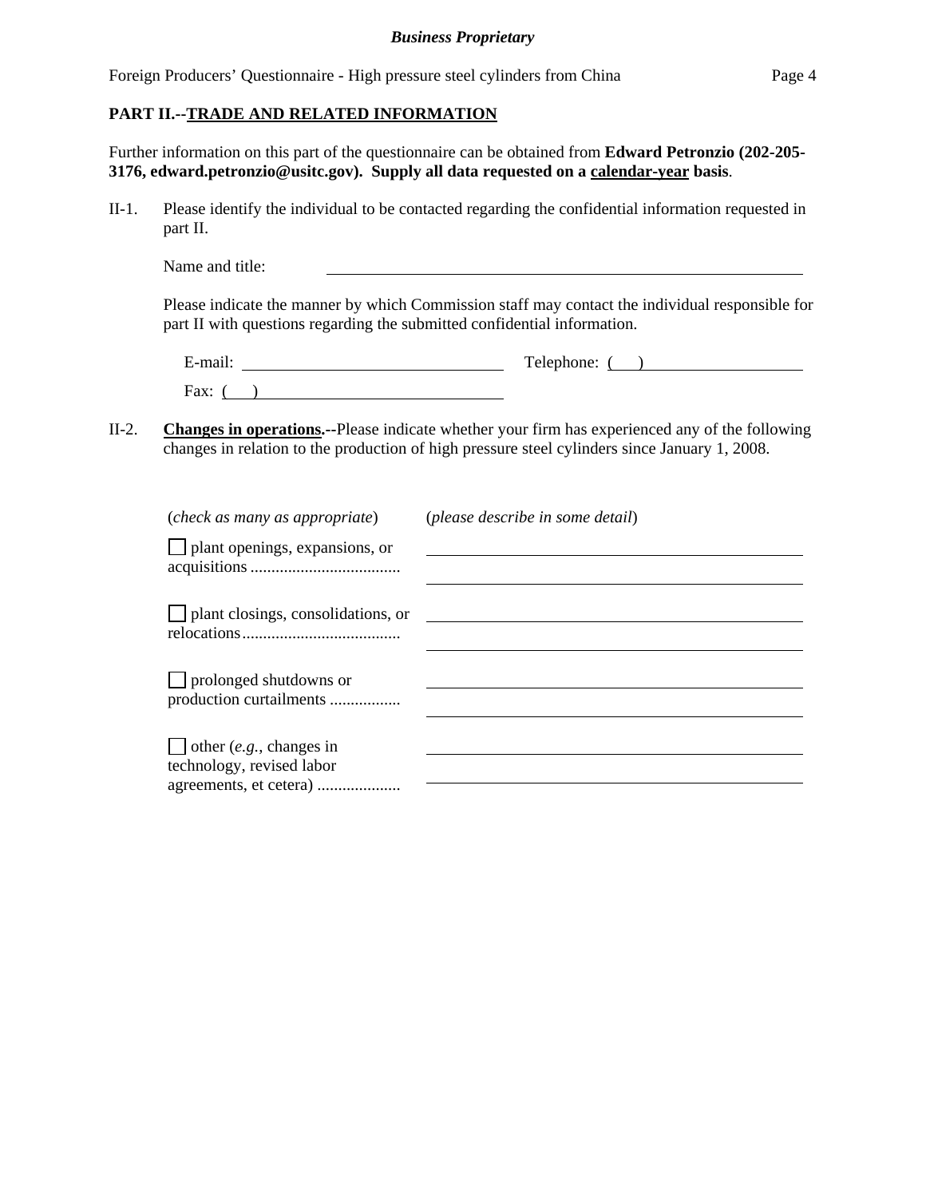**PART II.--TRADE AND RELATED INFORMATION**

Further information on this part of the questionnaire can be obtained from **Edward Petronzio (202-205-3176, edward.petronzio@usitc.gov). Supply all data requested on a calendar-year basis**.

II-1. Please identify the individual to be contacted regarding the confidential information requested in part II.

Name and title: ______________________________

Please indicate the manner by which Commission staff may contact the individual responsible for part II with questions regarding the submitted confidential information.

E-mail: ______________________ Telephone: (   ) ______________

Fax: (   ) ______________________

II-2. **Changes in operations.--**Please indicate whether your firm has experienced any of the following changes in relation to the production of high pressure steel cylinders since January 1, 2008.

| (*check as many as appropriate*) | (*please describe in some detail*) |
|---|---|
| ☐ plant openings, expansions, or acquisitions .................................... | |
| ☐ plant closings, consolidations, or relocations...................................... | |
| ☐ prolonged shutdowns or production curtailments ................. | |
| ☐ other (*e.g.*, changes in technology, revised labor agreements, et cetera) .................... | |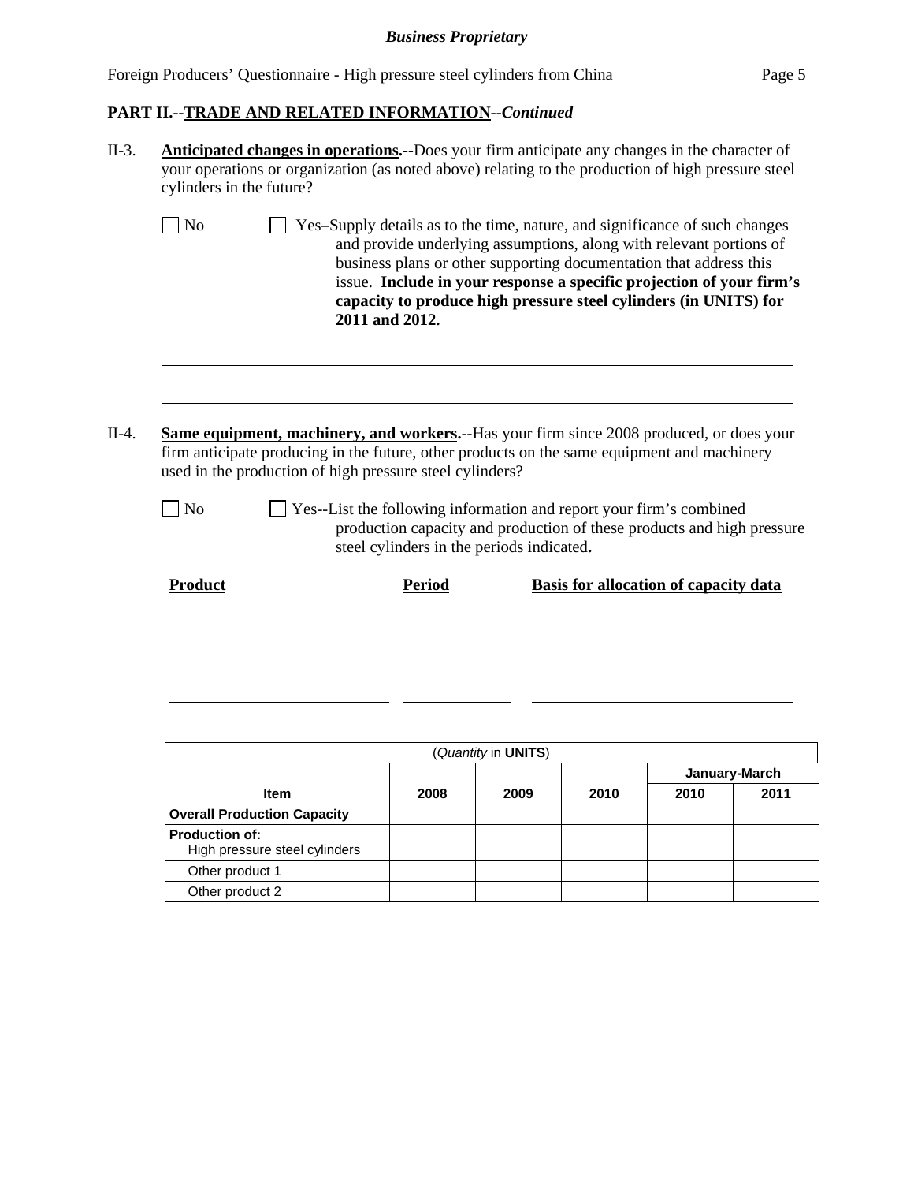## PART II.--TRADE AND RELATED INFORMATION--*Continued*

II-3. **Anticipated changes in operations.--**Does your firm anticipate any changes in the character of your operations or organization (as noted above) relating to the production of high pressure steel cylinders in the future?

☐ No ☐ Yes–Supply details as to the time, nature, and significance of such changes and provide underlying assumptions, along with relevant portions of business plans or other supporting documentation that address this issue. **Include in your response a specific projection of your firm's capacity to produce high pressure steel cylinders (in UNITS) for 2011 and 2012.**

II-4. **Same equipment, machinery, and workers.--**Has your firm since 2008 produced, or does your firm anticipate producing in the future, other products on the same equipment and machinery used in the production of high pressure steel cylinders?

☐ No ☐ Yes--List the following information and report your firm's combined production capacity and production of these products and high pressure steel cylinders in the periods indicated**.**

| Product | Period | Basis for allocation of capacity data |
|---|---|---|
| | | |
| | | |
| | | |

| (*Quantity* in **UNITS**) | | | | | |
|---|---|---|---|---|---|
| | | | | **January-March** | |
| **Item** | **2008** | **2009** | **2010** | **2010** | **2011** |
| **Overall Production Capacity** | | | | | |
| **Production of:** High pressure steel cylinders | | | | | |
| Other product 1 | | | | | |
| Other product 2 | | | | | |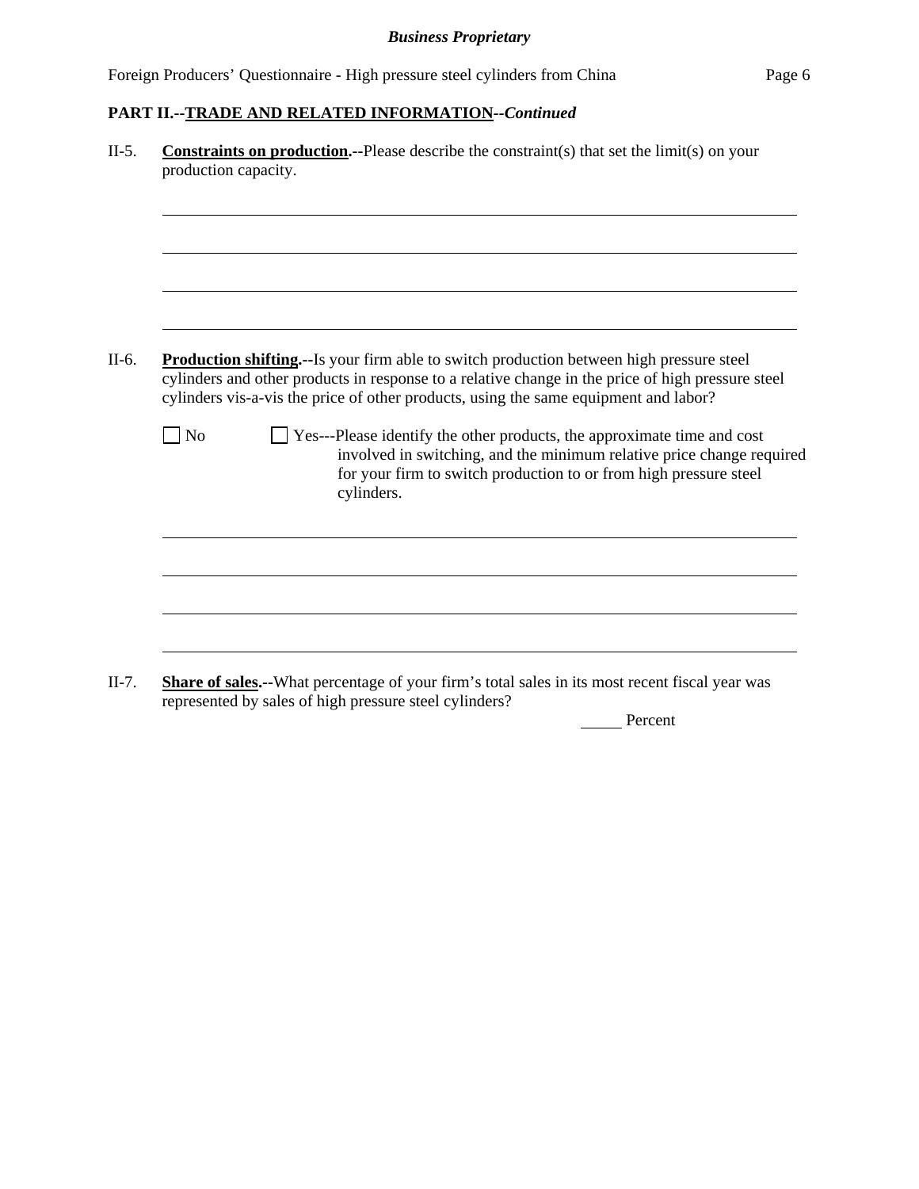## PART II.--<u>TRADE AND RELATED INFORMATION</u>--*Continued*

II-5. **<u>Constraints on production</u>.--**Please describe the constraint(s) that set the limit(s) on your production capacity.

\_\_\_\_\_\_\_\_\_\_\_\_\_\_\_\_\_\_\_\_\_\_\_\_\_\_\_\_\_\_\_\_\_\_\_\_\_\_\_\_\_\_\_\_\_\_\_\_\_\_\_\_\_\_\_\_\_\_\_\_\_\_\_\_\_\_\_\_\_\_

\_\_\_\_\_\_\_\_\_\_\_\_\_\_\_\_\_\_\_\_\_\_\_\_\_\_\_\_\_\_\_\_\_\_\_\_\_\_\_\_\_\_\_\_\_\_\_\_\_\_\_\_\_\_\_\_\_\_\_\_\_\_\_\_\_\_\_\_\_\_

\_\_\_\_\_\_\_\_\_\_\_\_\_\_\_\_\_\_\_\_\_\_\_\_\_\_\_\_\_\_\_\_\_\_\_\_\_\_\_\_\_\_\_\_\_\_\_\_\_\_\_\_\_\_\_\_\_\_\_\_\_\_\_\_\_\_\_\_\_\_

\_\_\_\_\_\_\_\_\_\_\_\_\_\_\_\_\_\_\_\_\_\_\_\_\_\_\_\_\_\_\_\_\_\_\_\_\_\_\_\_\_\_\_\_\_\_\_\_\_\_\_\_\_\_\_\_\_\_\_\_\_\_\_\_\_\_\_\_\_\_

II-6. **<u>Production shifting</u>.--**Is your firm able to switch production between high pressure steel cylinders and other products in response to a relative change in the price of high pressure steel cylinders vis-a-vis the price of other products, using the same equipment and labor?

☐ No ☐ Yes---Please identify the other products, the approximate time and cost involved in switching, and the minimum relative price change required for your firm to switch production to or from high pressure steel cylinders.

\_\_\_\_\_\_\_\_\_\_\_\_\_\_\_\_\_\_\_\_\_\_\_\_\_\_\_\_\_\_\_\_\_\_\_\_\_\_\_\_\_\_\_\_\_\_\_\_\_\_\_\_\_\_\_\_\_\_\_\_\_\_\_\_\_\_\_\_\_\_

\_\_\_\_\_\_\_\_\_\_\_\_\_\_\_\_\_\_\_\_\_\_\_\_\_\_\_\_\_\_\_\_\_\_\_\_\_\_\_\_\_\_\_\_\_\_\_\_\_\_\_\_\_\_\_\_\_\_\_\_\_\_\_\_\_\_\_\_\_\_

\_\_\_\_\_\_\_\_\_\_\_\_\_\_\_\_\_\_\_\_\_\_\_\_\_\_\_\_\_\_\_\_\_\_\_\_\_\_\_\_\_\_\_\_\_\_\_\_\_\_\_\_\_\_\_\_\_\_\_\_\_\_\_\_\_\_\_\_\_\_

\_\_\_\_\_\_\_\_\_\_\_\_\_\_\_\_\_\_\_\_\_\_\_\_\_\_\_\_\_\_\_\_\_\_\_\_\_\_\_\_\_\_\_\_\_\_\_\_\_\_\_\_\_\_\_\_\_\_\_\_\_\_\_\_\_\_\_\_\_\_

II-7. **<u>Share of sales</u>.--**What percentage of your firm's total sales in its most recent fiscal year was represented by sales of high pressure steel cylinders?

\_\_\_\_\_ Percent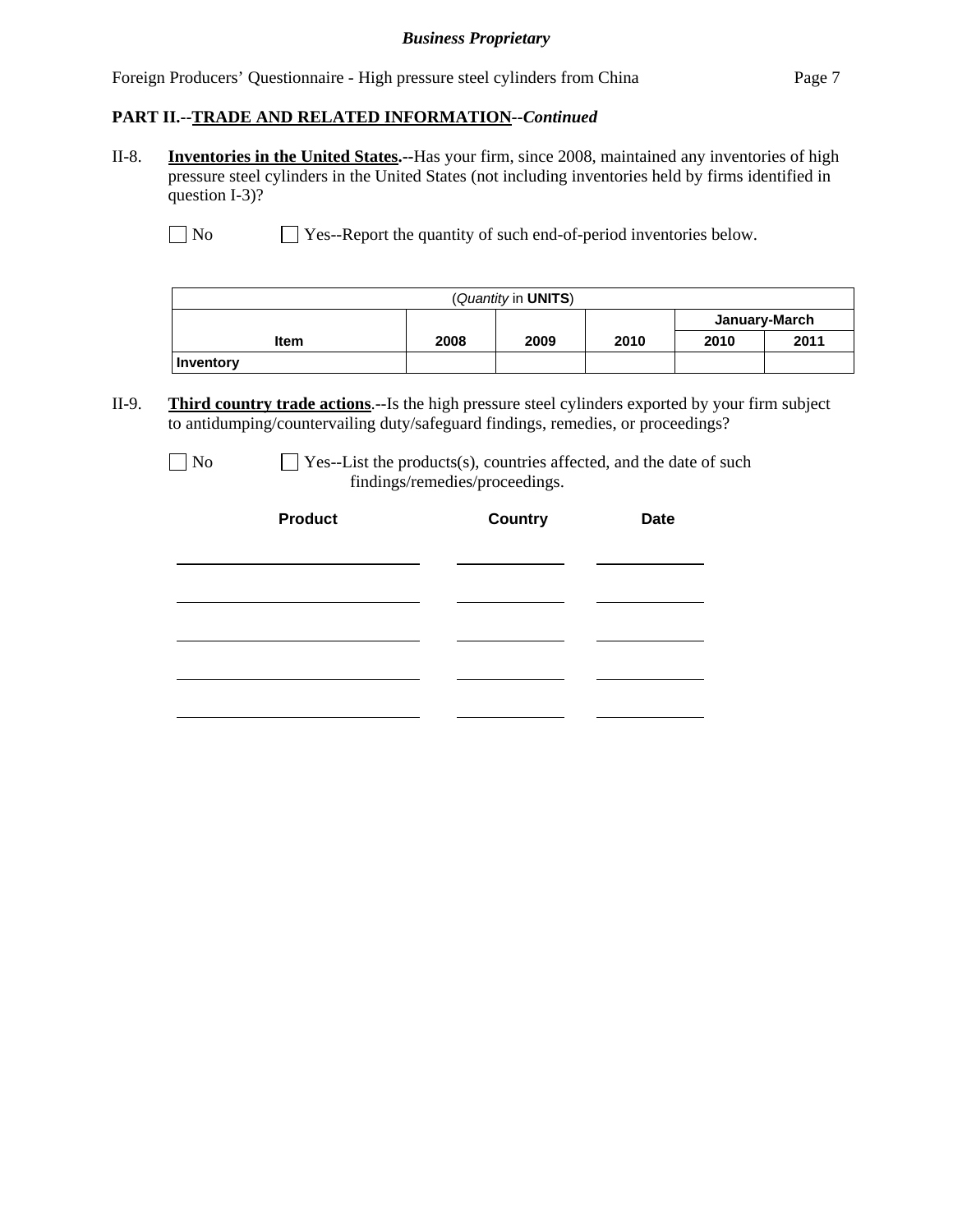**PART II.--TRADE AND RELATED INFORMATION--*Continued***

II-8. **Inventories in the United States.**--Has your firm, since 2008, maintained any inventories of high pressure steel cylinders in the United States (not including inventories held by firms identified in question I-3)?

☐ No ☐ Yes--Report the quantity of such end-of-period inventories below.

| (*Quantity* in **UNITS**) | | | | | |
|---|---|---|---|---|---|
| | | | | January-March | |
| Item | 2008 | 2009 | 2010 | 2010 | 2011 |
| Inventory | | | | | |

II-9. **Third country trade actions**.--Is the high pressure steel cylinders exported by your firm subject to antidumping/countervailing duty/safeguard findings, remedies, or proceedings?

☐ No ☐ Yes--List the products(s), countries affected, and the date of such findings/remedies/proceedings.

| Product | Country | Date |
|---|---|---|
| | | |
| | | |
| | | |
| | | |
| | | |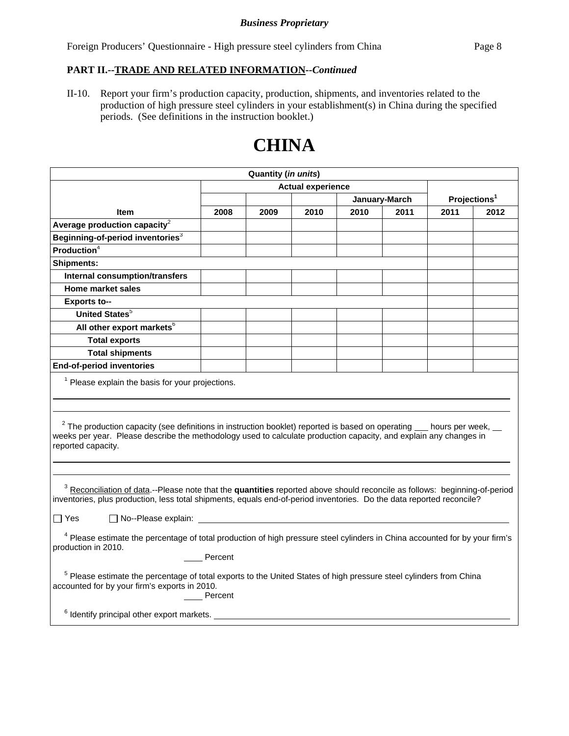*Business Proprietary*

Foreign Producers' Questionnaire - High pressure steel cylinders from China

**PART II.--TRADE AND RELATED INFORMATION--*Continued***

II-10. Report your firm's production capacity, production, shipments, and inventories related to the production of high pressure steel cylinders in your establishment(s) in China during the specified periods. (See definitions in the instruction booklet.)

# CHINA

| Quantity (*in units*) | | | | | | | |
|---|---|---|---|---|---|---|---|
| | Actual experience | | | | | Projections[1] | |
| | | | | January-March | | | |
| **Item** | **2008** | **2009** | **2010** | **2010** | **2011** | **2011** | **2012** |
| **Average production capacity**[2] | | | | | | | |
| **Beginning-of-period inventories**[3] | | | | | | | |
| **Production**[4] | | | | | | | |
| **Shipments:** | | | | | | | |
| **Internal consumption/transfers** | | | | | | | |
| **Home market sales** | | | | | | | |
| **Exports to--** | | | | | | | |
| **United States**[5] | | | | | | | |
| **All other export markets**[6] | | | | | | | |
| **Total exports** | | | | | | | |
| **Total shipments** | | | | | | | |
| **End-of-period inventories** | | | | | | | |

[1] Please explain the basis for your projections.

______________________________________________

______________________________________________

[2] The production capacity (see definitions in instruction booklet) reported is based on operating ___ hours per week, __ weeks per year. Please describe the methodology used to calculate production capacity, and explain any changes in reported capacity.

______________________________________________

______________________________________________

[3] Reconciliation of data.--Please note that the **quantities** reported above should reconcile as follows: beginning-of-period inventories, plus production, less total shipments, equals end-of-period inventories. Do the data reported reconcile?

☐ Yes ☐ No--Please explain: ______________________________

[4] Please estimate the percentage of total production of high pressure steel cylinders in China accounted for by your firm's production in 2010.

____ Percent

[5] Please estimate the percentage of total exports to the United States of high pressure steel cylinders from China accounted for by your firm's exports in 2010.

____ Percent

[6] Identify principal other export markets. ______________________________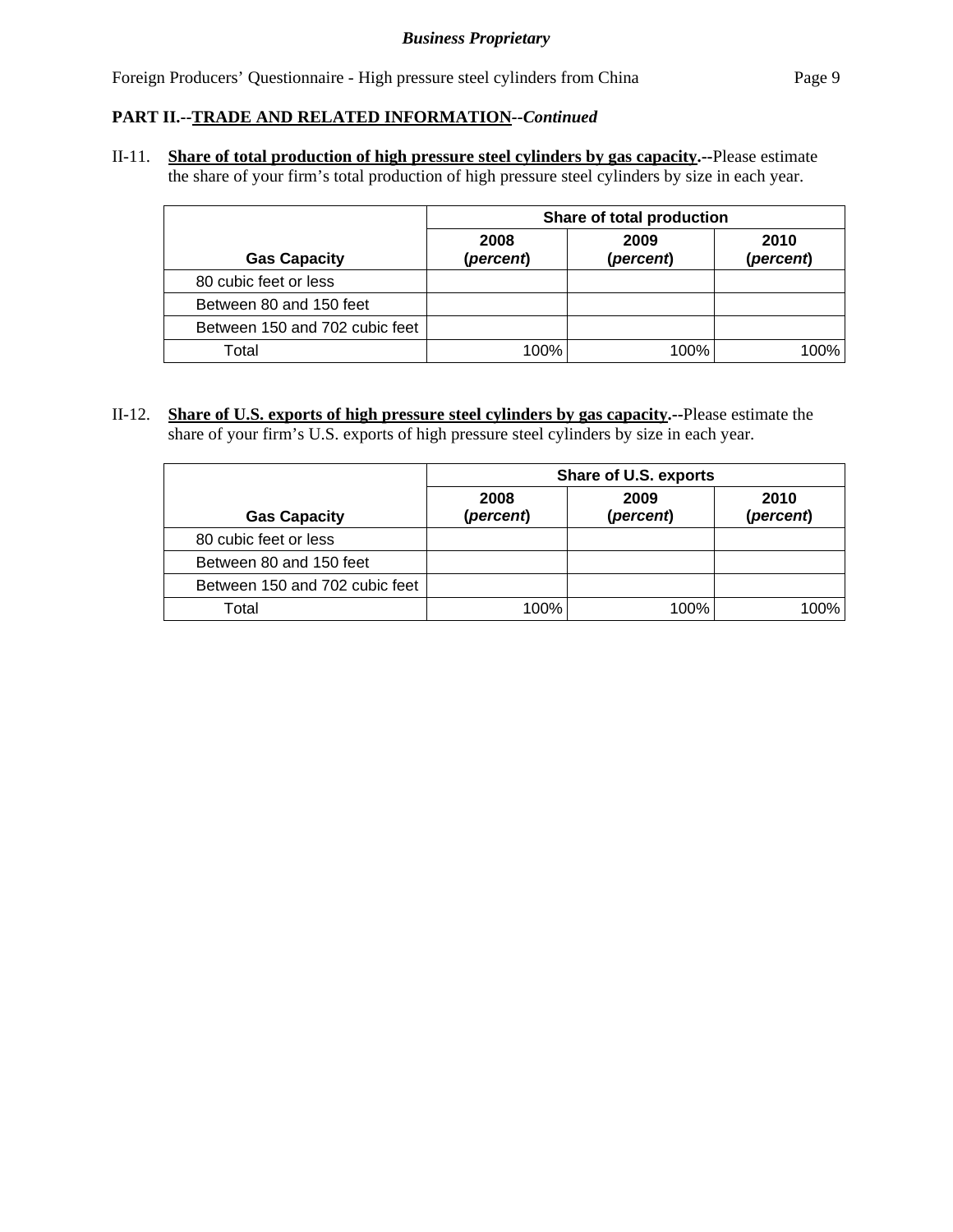**PART II.--TRADE AND RELATED INFORMATION--*Continued***

II-11. **Share of total production of high pressure steel cylinders by gas capacity.--**Please estimate the share of your firm's total production of high pressure steel cylinders by size in each year.

| Gas Capacity | Share of total production | | |
|---|---|---|---|
| | 2008 (*percent*) | 2009 (*percent*) | 2010 (*percent*) |
| 80 cubic feet or less | | | |
| Between 80 and 150 feet | | | |
| Between 150 and 702 cubic feet | | | |
| Total | 100% | 100% | 100% |

II-12. **Share of U.S. exports of high pressure steel cylinders by gas capacity.--**Please estimate the share of your firm's U.S. exports of high pressure steel cylinders by size in each year.

| Gas Capacity | Share of U.S. exports | | |
|---|---|---|---|
| | 2008 (*percent*) | 2009 (*percent*) | 2010 (*percent*) |
| 80 cubic feet or less | | | |
| Between 80 and 150 feet | | | |
| Between 150 and 702 cubic feet | | | |
| Total | 100% | 100% | 100% |